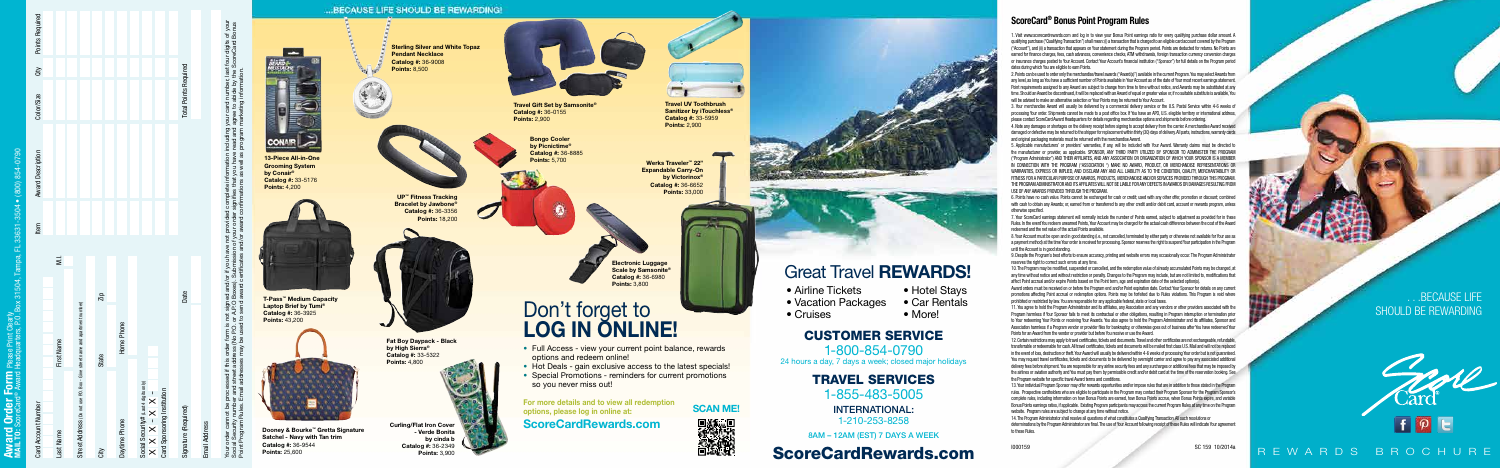# Award Order Form

Please Print Clearly

MAIL TO: ScoreCard® Award Headquarters, P.O. Box 31504, Tampa, FL 33631-3504 • (800) 854-0790

| Card Account Number | | |
|---|---|---|
| Last Name | First Name | M.I. |
| Street Address (Do not use P.O. Box – Give alternative and additional locations) | | |
| City | State | Zip |
| Daytime Phone | Home Phone | |
| Social Security # (Last 4 Digits Only) X X X – X X – | | |
| Card Sponsoring Institution | | |
| Signature (Required) | Date | |
| Email Address | | |

| Item | Award Description | Color/Size | Qty | Points Required |
|---|---|---|---|---|
| | | | | |
| | | | | |
| | | | | |
| | | | | |
| | | | | |
| | | | Total Points Required | |

Your order cannot be processed if this order form is not signed and/or if you have not provided complete information including your card number, last four digits of your Social Security Number, and street address (No P.O. or APO Boxes). Submission of your order signifies that you have read and agree to abide by the ScoreCard Bonus Point Program Rules. Email addresses may be used to send award certificates and/or award confirmations as well as program marketing information.

## ...BECAUSE LIFE SHOULD BE REWARDING!

**13-Piece All-in-One Grooming System by Conair®**
Catalog #: 33-5176
Points: 4,200

**Sterling Silver and White Topaz Pendant Necklace**
Catalog #: 36-9008
Points: 8,500

**Travel Gift Set by Samsonite®**
Catalog #: 36-0155
Points: 2,900

**Travel UV Toothbrush Sanitizer by iTouchless®**
Catalog #: 33-5959
Points: 2,900

**Bongo Cooler by Picnictime®**
Catalog #: 36-8885
Points: 5,700

**UP™ Fitness Tracking Bracelet by Jawbone®**
Catalog #: 36-3356
Points: 18,200

**Werks Traveler™ 22" Expandable Carry-On by Victorinox®**
Catalog #: 36-6652
Points: 33,000

**T-Pass™ Medium Capacity Laptop Brief by Tumi®**
Catalog #: 36-3925
Points: 43,200

**Electronic Luggage Scale by Samsonite®**
Catalog #: 36-6980
Points: 3,800

**Fat Boy Daypack - Black by High Sierra®**
Catalog #: 33-5322
Points: 4,800

**Dooney & Bourke™ Gretta Signature Satchel - Navy with Tan trim**
Catalog #: 36-9544
Points: 25,600

**Curling/Flat Iron Cover - Verde Bonita by cinda b**
Catalog #: 36-2349
Points: 3,900

# Don't forget to LOG IN ONLINE!

- Full Access - view your current point balance, rewards options and redeem online!
- Hot Deals - gain exclusive access to the latest specials!
- Special Promotions – reminders for current promotions so you never miss out!

**For more details and to view all redemption options, please log in online at:**

**ScoreCardRewards.com**

**SCAN ME!**

# Great Travel REWARDS!

- Airline Tickets
- Hotel Stays
- Vacation Packages
- Car Rentals
- Cruises
- More!

## CUSTOMER SERVICE

1-800-854-0790

24 hours a day, 7 days a week; closed major holidays

## TRAVEL SERVICES

1-855-483-5005

INTERNATIONAL:

1-210-253-8258

8AM – 12AM (EST) 7 DAYS A WEEK

# ScoreCardRewards.com

## ScoreCard® Bonus Point Program Rules

1. Visit www.scorecardrewards.com and log in to view your Bonus Point earnings ratio for every qualifying purchase dollar amount. A qualifying purchase ("Qualifying Transaction") shall mean (i) a transaction that is charged to an eligible card account covered by the Program ("Account"), and (ii) a transaction that appears on Your statement during the Program period. Points are deducted for returns. No Points are earned for finance charges, fees, cash advances, convenience checks, ATM withdrawals, foreign transaction currency conversion charges or insurance charges posted to Your Account. Contact Your Account's financial institution ("Sponsor") for full details on the Program period dates during which You are eligible to earn Points.

2. Points can be used to order only the merchandise/travel awards ("Award(s)") available in the current Program. You may select Awards from any level as long as You have a sufficient number of Points available in Your Account as of the date of Your most recent earnings statement. Point requirements assigned to any Award are subject to change from time to time without notice, and Awards may be substituted at any time. Should an Award be discontinued, it will be replaced with an Award of equal or greater value or, if no suitable substitute is available, You will be advised to make an alternative selection or Your Points may be returned to Your Account.

3. Your merchandise Award will usually be delivered by a commercial delivery service or the U.S. Postal Service within 4-6 weeks of processing Your order. Shipments cannot be made to a post office box. If You have an APO, U.S. eligible territory or international address, please contact ScoreCard Award Headquarters for details regarding merchandise options and shipments before ordering.

4. Note any damages or shortages on the delivery receipt before signing to accept delivery from the carrier. A merchandise Award received damaged or defective may be returned to the shipper for replacement within thirty (30) days of delivery. All parts, instructions, warranty cards and original packaging materials must be returned with the merchandise Award.

5. Applicable manufacturers' or providers' warranties, if any, will be included with Your Award. Warranty claims must be directed to the manufacturer or provider, as applicable. SPONSOR, ANY THIRD PARTY UTILIZED BY SPONSOR TO ADMINISTER THE PROGRAM ("Program Administrator") AND THEIR AFFILIATES, AND ANY ASSOCIATION OR ORGANIZATION BY WHICH YOUR SPONSOR IS A MEMBER IN CONNECTION WITH THE PROGRAM ("ASSOCIATION") MAKE NO AWARD, PRODUCT, OR MERCHANDISE REPRESENTATIONS OR WARRANTIES, EXPRESS OR IMPLIED, AND DISCLAIM ANY AND ALL LIABILITY AS TO THE CONDITION, QUALITY, MERCHANTABILITY OR FITNESS FOR A PARTICULAR PURPOSE OF AWARDS, PRODUCTS, MERCHANDISE AND/OR SERVICES PROVIDED THROUGH THIS PROGRAM. THE PROGRAM ADMINISTRATOR AND ITS AFFILIATES WILL NOT BE LIABLE FOR ANY DEFECTS IN AWARDS OR DAMAGES RESULTING FROM USE OF ANY AWARDS PROVIDED THROUGH THE PROGRAM.

6. Points have no cash value. Points cannot be exchanged for cash or credit; used with any other offer, promotion or discount; combined with cash to obtain any Awards; or, earned from or transferred to any other credit and/or debit card, account or rewards program, unless otherwise specified.

7. Your ScoreCard earnings statement will normally include the number of Points earned, subject to adjustment as provided for in these Rules. In the event You redeem unearned Points, Your Account may be charged for the actual cash difference between the cost of the Award redeemed and the net value of the actual Points available.

8. Your Account must be open and in good standing (i.e., not cancelled, terminated by either party or otherwise not available for Your use as a payment method) at the time Your order is received for processing. Sponsor reserves the right to suspend Your participation in the Program until the Account is in good standing.

9. Despite the Program's best efforts to ensure accuracy, printing and website errors may occasionally occur. The Program Administrator reserves the right to correct such errors at any time.

10. The Program may be modified, suspended or cancelled, and the redemption value of already accumulated Points may be changed, at any time without notice and without restriction or penalty. Changes to the Program may include, but are not limited to, modifications that affect Point accrual and/or expire Points based on the Point term, age and expiration date of the selected option(s).

Award orders must be received on or before the Program end and/or Point expiration date. Contact Your Sponsor for details on any current promotions affecting Point accrual or redemption options. Points may be forfeited due to Rules violations. This Program is void where prohibited or restricted by law. You are responsible for any applicable federal, state or local taxes.

11. You agree to hold the Program Administrator and its affiliates, any Association and any vendors or other providers associated with the Program harmless if Your Sponsor fails to meet its contractual or other obligations, resulting in Program interruption or termination prior to Your redeeming Your Points or receiving Your Awards. You also agree to hold the Program Administrator and its affiliates, Sponsor and Association harmless if a Program vendor or provider files for bankruptcy or otherwise goes out of business after You have redeemed Your Points for an Award from the vendor or provider but before You receive or use the Award.

12. Certain restrictions may apply to travel certificates, tickets and documents. Travel and other certificates are not exchangeable, refundable, transferable or redeemable for cash. All travel certificates, tickets and documents will be mailed first class U.S. Mail and will not be replaced in the event of loss, destruction or theft. Your Award will usually be delivered within 4-6 weeks of processing Your order (not to exceed guaranteed). You may request travel certificates, tickets and documents to be delivered by overnight carrier and agree to pay any associated additional delivery fees before shipment. You are responsible for any airline security fees and any surcharges or additional fees that may be imposed by the airline or aviation authority and You must pay them by personal credit and/or debit card at the time of the reservation booking. See the Program website for specific travel Award terms and conditions.

13. Your individual Program Sponsor may offer rewards opportunities and/or impose rules that are in addition to those stated in the Program rules. Prospective cardholders who are eligible to participate in the Program may contact their Program Sponsor for the Program Sponsor's complete rules, including information on how Bonus Points are earned, how Bonus Points accrue, when Bonus Points expire, and complete Bonus Points earnings ratios, if applicable. Existing Program participants may access the current Program Rules at any time on the Program website. Program rules are subject to change at any time without notice.

14. The Program Administrator shall resolve all questions of what constitutes a Qualifying Transaction. All such resolutions or determinations by the Program Administrator are final. The use of Your Account following receipt of these Rules will indicate Your agreement to these Rules.

1000159

SC 159 10/2014a

. . .BECAUSE LIFE SHOULD BE REWARDING

REWARDS BROCHURE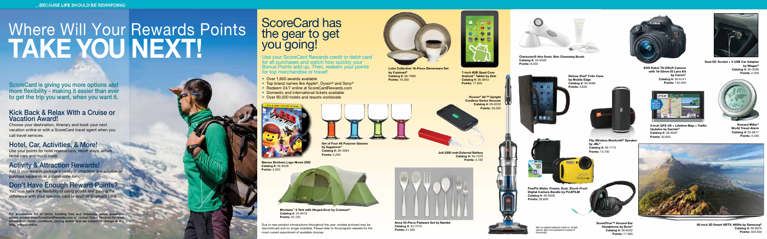...BECAUSE LIFE SHOULD BE REWARDING!

# Where Will Your Rewards Points TAKE YOU NEXT!

ScoreCard is giving you more options and more flexibility - making it easier than ever to get the trip you want, when you want it.

## Kick Back & Relax With a Cruise or Vacation Award!

Choose your destination, itinerary and book your next vacation online or with a ScoreCard travel agent when you call travel services.

## Hotel, Car, Activities, & More!

Use your points for hotel reservations, resort stays, airfare, rental cars and much more.

## Activity & Attraction Rewards!

Add to your rewards package a variety of attractions and activities or purchase separately as a stand-alone item.

## Don't Have Enough Reward Points?

You now have the flexibility of using points and paying the difference with your rewards card or another payment card.

For a complete list of terms, booking fees and frequently asked questions, please access www.ScoreCardRewards.com or contact Travel Services for more information. Terms, conditions, pricing and/or fees are subject to change at any time, without notice.

# ScoreCard has the gear to get you going!

Use your ScoreCard Rewards credit or debit card for all purchases and watch how quickly your Bonus Points add up. Then, redeem your points for top merchandise or travel!

- Over 1,600 awards available
- Top brand names like Apple®, Dyson® and Sony®
- Redeem 24/7 online at ScoreCardRewards.com
- Domestic and international tickets available
- Over 90,000 hotels and resorts worldwide

**Warner Brothers Lego Movie DVD**
**Catalog #:** 36-9526
**Points:** 4,200

**Set of Four All Purpose Glasses by Sagaform®**
**Catalog #:** 36-4384
**Points:** 5,200

**Loire Collection 16-Piece Dinnerware Set by Cuisinart®**
**Catalog #:** 36-7098
**Points:** 18,300

**7-inch 8GB Quad Core Android™ Tablet by Zeki**
**Catalog #:** 36-9043
**Points:** 17,800

**Hoover® Air™ Upright Cordless Series Vacuum**
**Catalog #:** 36-9533
**Points:** 39,500

**Jolt 2200 mah External Battery**
**Catalog #:** 36-7070
**Points:** 3,100

**Montana™ 8 Tent with Hinged Door by Coleman®**
**Catalog #:** 33-8418
**Points:** 25,100

**Anna 43-Piece Flatware Set by Nambé**
**Catalog #:** 33-7270
**Points:** 21,000

Due to new product introductions throughout the year, models pictured may be discontinued and no longer available. Please refer to the program website for the most current assortment of available choices.

**Clarisonic® Aria Sonic Skin Cleansing Brush**
**Catalog #:** 36-9528
**Points:** 8,500

**Deluxe iPad® Folio Case by Mobile Edge**
**Catalog #:** 36-6086
**Points:** 4,600

**Flip Wireless Bluetooth® Speaker by JBL®**
**Catalog #:** 36-7172
**Points:** 13,100

**FinePix Water, Freeze, Dust, Shock Proof Digital Camera Bundle by FUJIFILM**
**Catalog #:** 36-8306
**Points:** 28,800

**SoundTrue™ Around-Ear Headphone by Bose®**
**Catalog #:** 35-8222
**Points:** 17,800

iPad® is a registered trademark of Apple Inc. All rights reserved. Apple is not a participant in or sponsor of this promotion.

**EOS Rebel T5i DSLR Camera with 18-55mm IS Lens Kit by Canon®**
**Catalog #:** 36-6141
**Points:** 132,400

**Dual DC Socket + 2 USB Car Adapter by Wagan®**
**Catalog #:** 36-3290
**Points:** 2,400

**5-inch GPS US + Lifetime Map + Traffic Updates by Garmin®**
**Catalog #:** 36-9020
**Points:** 30,600

**Howard Miller® World Travel Alarm**
**Catalog #:** 33-6811
**Points:** 3,400

**60-inch 3D Smart HDTV, 480Hz by Samsung®**
**Catalog #:** 36-8674
**Points:** 303,500